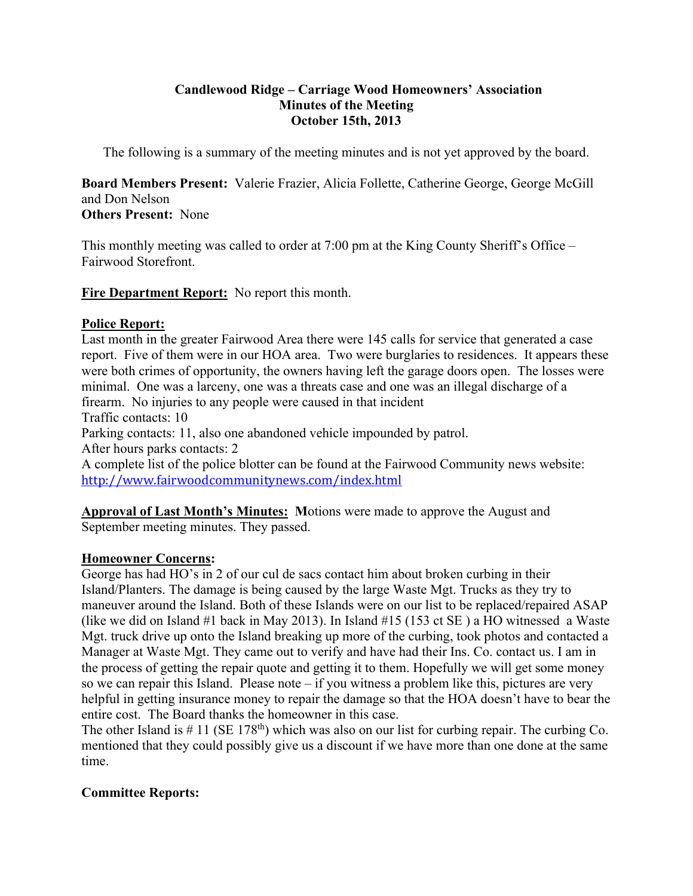**Candlewood Ridge – Carriage Wood Homeowners' Association**
**Minutes of the Meeting**
**October 15th, 2013**

The following is a summary of the meeting minutes and is not yet approved by the board.

**Board Members Present:** Valerie Frazier, Alicia Follette, Catherine George, George McGill and Don Nelson
**Others Present:** None

This monthly meeting was called to order at 7:00 pm at the King County Sheriff's Office – Fairwood Storefront.

**Fire Department Report:** No report this month.

**Police Report:**
Last month in the greater Fairwood Area there were 145 calls for service that generated a case report. Five of them were in our HOA area. Two were burglaries to residences. It appears these were both crimes of opportunity, the owners having left the garage doors open. The losses were minimal. One was a larceny, one was a threats case and one was an illegal discharge of a firearm. No injuries to any people were caused in that incident
Traffic contacts: 10
Parking contacts: 11, also one abandoned vehicle impounded by patrol.
After hours parks contacts: 2
A complete list of the police blotter can be found at the Fairwood Community news website: http://www.fairwoodcommunitynews.com/index.html

**Approval of Last Month's Minutes:** **M**otions were made to approve the August and September meeting minutes. They passed.

**Homeowner Concerns:**
George has had HO's in 2 of our cul de sacs contact him about broken curbing in their Island/Planters. The damage is being caused by the large Waste Mgt. Trucks as they try to maneuver around the Island. Both of these Islands were on our list to be replaced/repaired ASAP (like we did on Island #1 back in May 2013). In Island #15 (153 ct SE ) a HO witnessed a Waste Mgt. truck drive up onto the Island breaking up more of the curbing, took photos and contacted a Manager at Waste Mgt. They came out to verify and have had their Ins. Co. contact us. I am in the process of getting the repair quote and getting it to them. Hopefully we will get some money so we can repair this Island. Please note – if you witness a problem like this, pictures are very helpful in getting insurance money to repair the damage so that the HOA doesn't have to bear the entire cost. The Board thanks the homeowner in this case.
The other Island is # 11 (SE 178th) which was also on our list for curbing repair. The curbing Co. mentioned that they could possibly give us a discount if we have more than one done at the same time.

**Committee Reports:**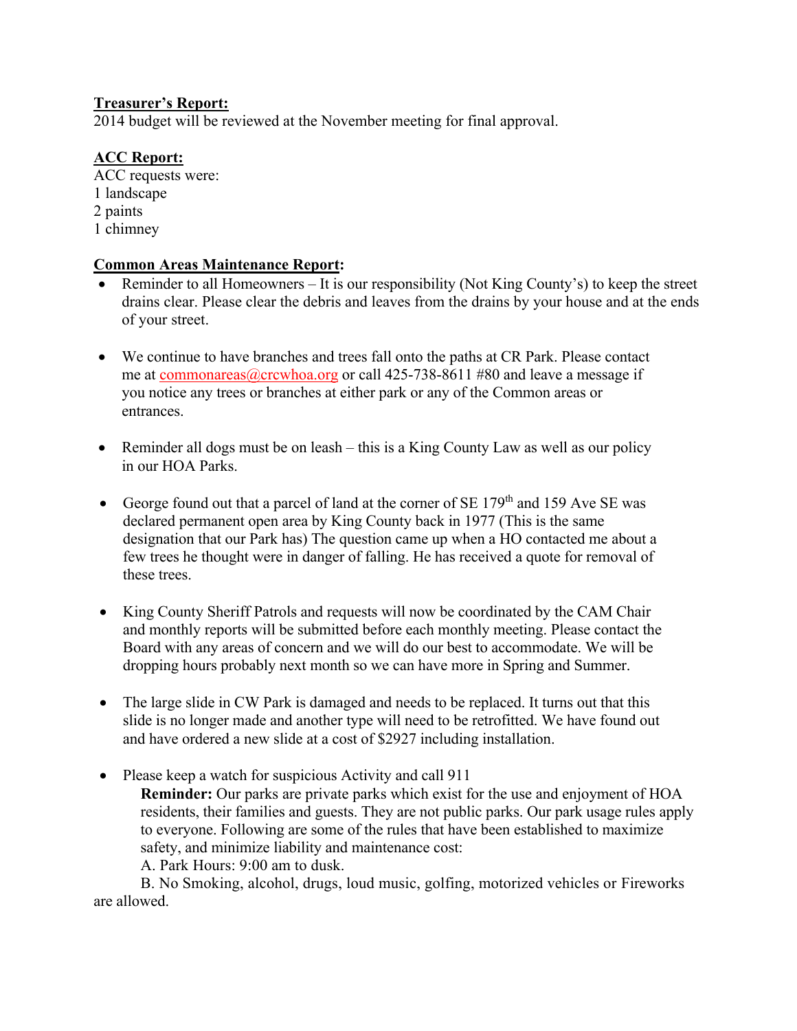**Treasurer's Report:**
2014 budget will be reviewed at the November meeting for final approval.

**ACC Report:**
ACC requests were:
1 landscape
2 paints
1 chimney

**Common Areas Maintenance Report:**

- Reminder to all Homeowners – It is our responsibility (Not King County's) to keep the street drains clear. Please clear the debris and leaves from the drains by your house and at the ends of your street.

- We continue to have branches and trees fall onto the paths at CR Park. Please contact me at commonareas@crcwhoa.org or call 425-738-8611 #80 and leave a message if you notice any trees or branches at either park or any of the Common areas or entrances.

- Reminder all dogs must be on leash – this is a King County Law as well as our policy in our HOA Parks.

- George found out that a parcel of land at the corner of SE 179th and 159 Ave SE was declared permanent open area by King County back in 1977 (This is the same designation that our Park has) The question came up when a HO contacted me about a few trees he thought were in danger of falling. He has received a quote for removal of these trees.

- King County Sheriff Patrols and requests will now be coordinated by the CAM Chair and monthly reports will be submitted before each monthly meeting. Please contact the Board with any areas of concern and we will do our best to accommodate. We will be dropping hours probably next month so we can have more in Spring and Summer.

- The large slide in CW Park is damaged and needs to be replaced. It turns out that this slide is no longer made and another type will need to be retrofitted. We have found out and have ordered a new slide at a cost of $2927 including installation.

- Please keep a watch for suspicious Activity and call 911

  **Reminder:** Our parks are private parks which exist for the use and enjoyment of HOA residents, their families and guests. They are not public parks. Our park usage rules apply to everyone. Following are some of the rules that have been established to maximize safety, and minimize liability and maintenance cost:

  A. Park Hours: 9:00 am to dusk.

  B. No Smoking, alcohol, drugs, loud music, golfing, motorized vehicles or Fireworks are allowed.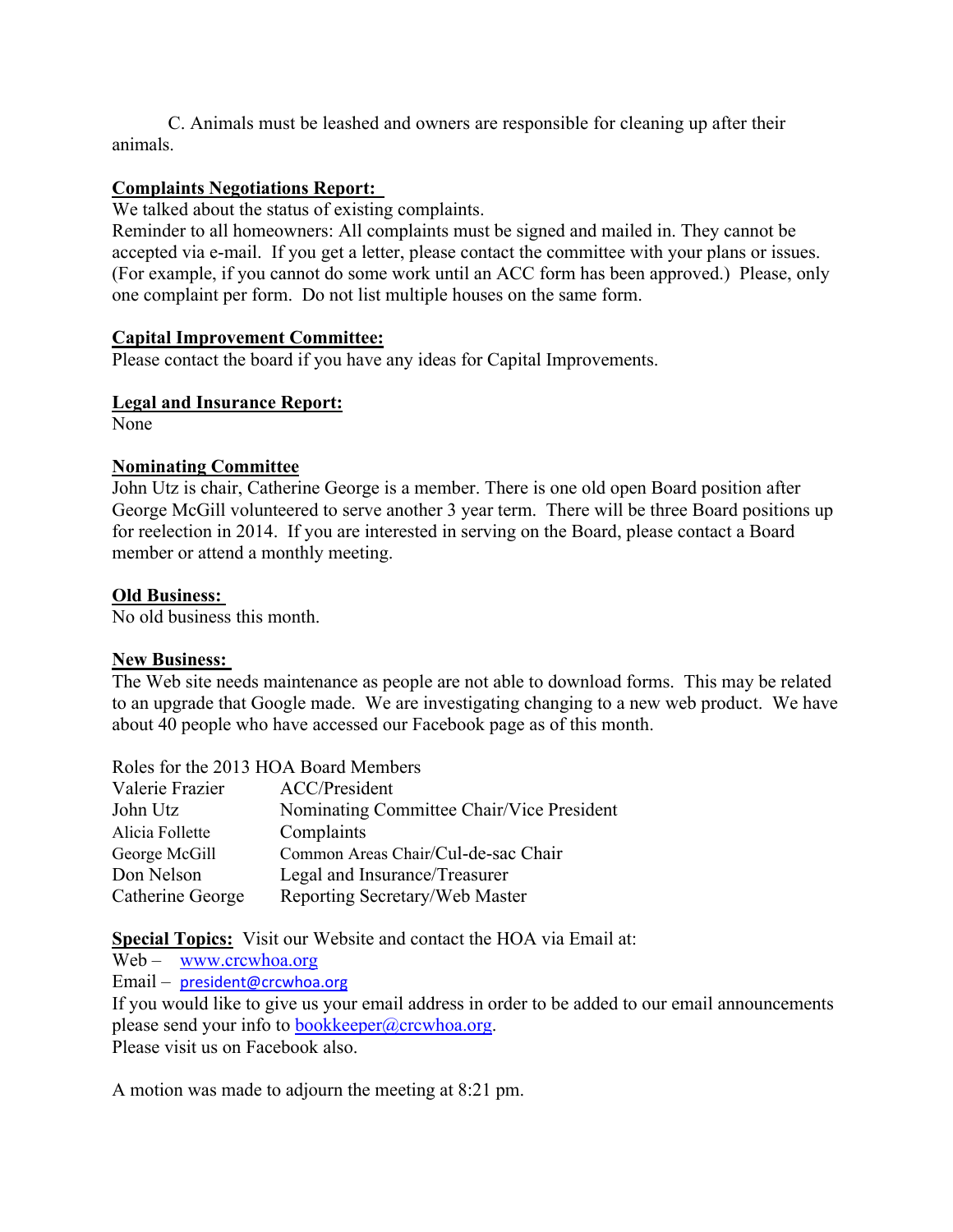C. Animals must be leashed and owners are responsible for cleaning up after their animals.

**Complaints Negotiations Report:**

We talked about the status of existing complaints.

Reminder to all homeowners: All complaints must be signed and mailed in. They cannot be accepted via e-mail. If you get a letter, please contact the committee with your plans or issues. (For example, if you cannot do some work until an ACC form has been approved.) Please, only one complaint per form. Do not list multiple houses on the same form.

**Capital Improvement Committee:**

Please contact the board if you have any ideas for Capital Improvements.

**Legal and Insurance Report:**

None

**Nominating Committee**

John Utz is chair, Catherine George is a member. There is one old open Board position after George McGill volunteered to serve another 3 year term. There will be three Board positions up for reelection in 2014. If you are interested in serving on the Board, please contact a Board member or attend a monthly meeting.

**Old Business:**

No old business this month.

**New Business:**

The Web site needs maintenance as people are not able to download forms. This may be related to an upgrade that Google made. We are investigating changing to a new web product. We have about 40 people who have accessed our Facebook page as of this month.

Roles for the 2013 HOA Board Members

| | |
|---|---|
| Valerie Frazier | ACC/President |
| John Utz | Nominating Committee Chair/Vice President |
| Alicia Follette | Complaints |
| George McGill | Common Areas Chair/Cul-de-sac Chair |
| Don Nelson | Legal and Insurance/Treasurer |
| Catherine George | Reporting Secretary/Web Master |

**Special Topics:** Visit our Website and contact the HOA via Email at:

Web – www.crcwhoa.org

Email – president@crcwhoa.org

If you would like to give us your email address in order to be added to our email announcements please send your info to bookkeeper@crcwhoa.org.

Please visit us on Facebook also.

A motion was made to adjourn the meeting at 8:21 pm.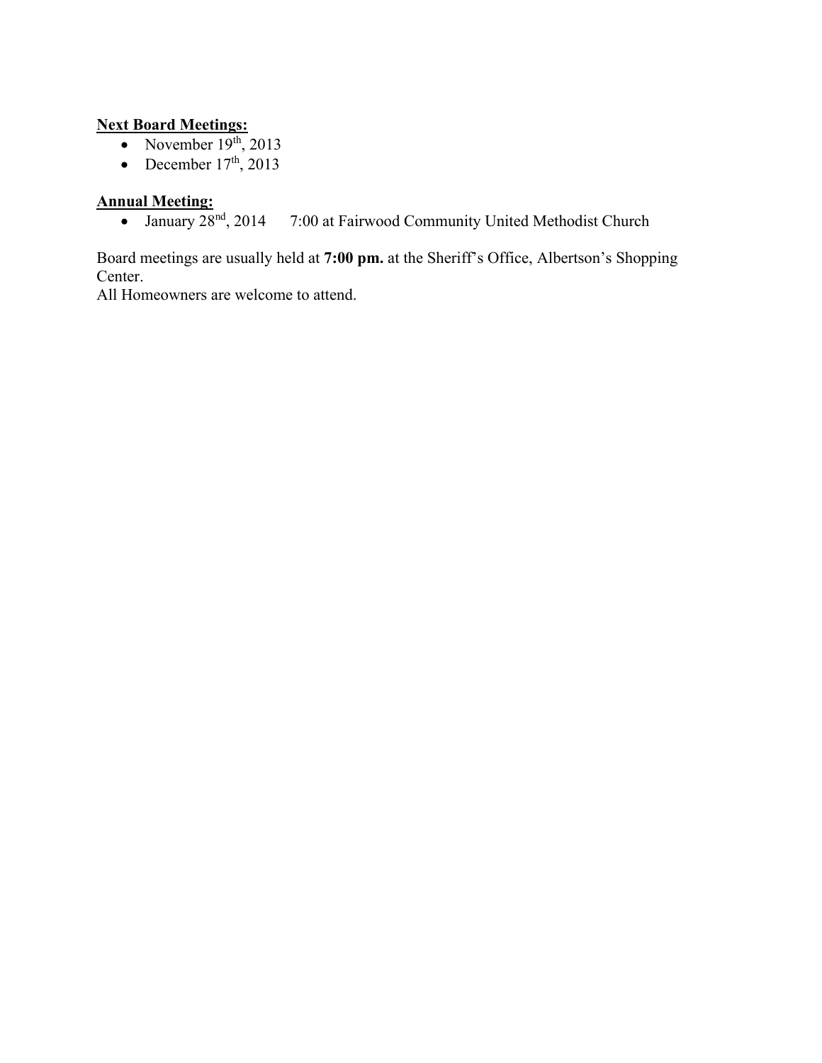**Next Board Meetings:**

- November 19th, 2013
- December 17th, 2013

**Annual Meeting:**

- January 28nd, 2014 7:00 at Fairwood Community United Methodist Church

Board meetings are usually held at **7:00 pm.** at the Sheriff's Office, Albertson's Shopping Center.
All Homeowners are welcome to attend.